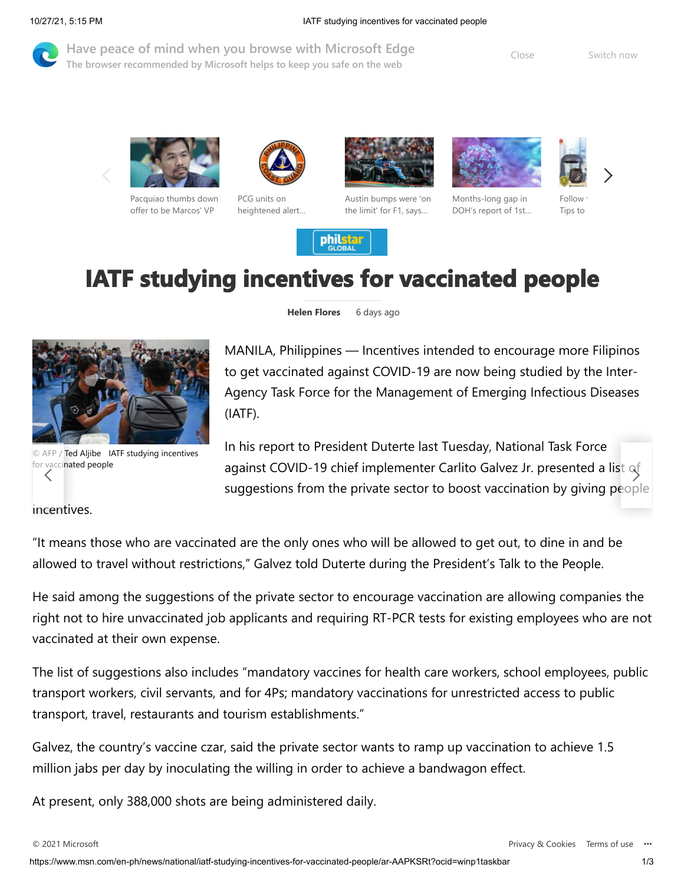# IATF studying incentives for vaccinated people

**Helen Flores** 6 days ago

© AFP / Ted Aljibe IATF studying incentives for vaccinated people

MANILA, Philippines — Incentives intended to encourage more Filipinos to get vaccinated against COVID-19 are now being studied by the Inter-Agency Task Force for the Management of Emerging Infectious Diseases (IATF).

In his report to President Duterte last Tuesday, National Task Force against COVID-19 chief implementer Carlito Galvez Jr. presented a list of suggestions from the private sector to boost vaccination by giving people incentives.

"It means those who are vaccinated are the only ones who will be allowed to get out, to dine in and be allowed to travel without restrictions," Galvez told Duterte during the President's Talk to the People.

He said among the suggestions of the private sector to encourage vaccination are allowing companies the right not to hire unvaccinated job applicants and requiring RT-PCR tests for existing employees who are not vaccinated at their own expense.

The list of suggestions also includes "mandatory vaccines for health care workers, school employees, public transport workers, civil servants, and for 4Ps; mandatory vaccinations for unrestricted access to public transport, travel, restaurants and tourism establishments."

Galvez, the country's vaccine czar, said the private sector wants to ramp up vaccination to achieve 1.5 million jabs per day by inoculating the willing in order to achieve a bandwagon effect.

At present, only 388,000 shots are being administered daily.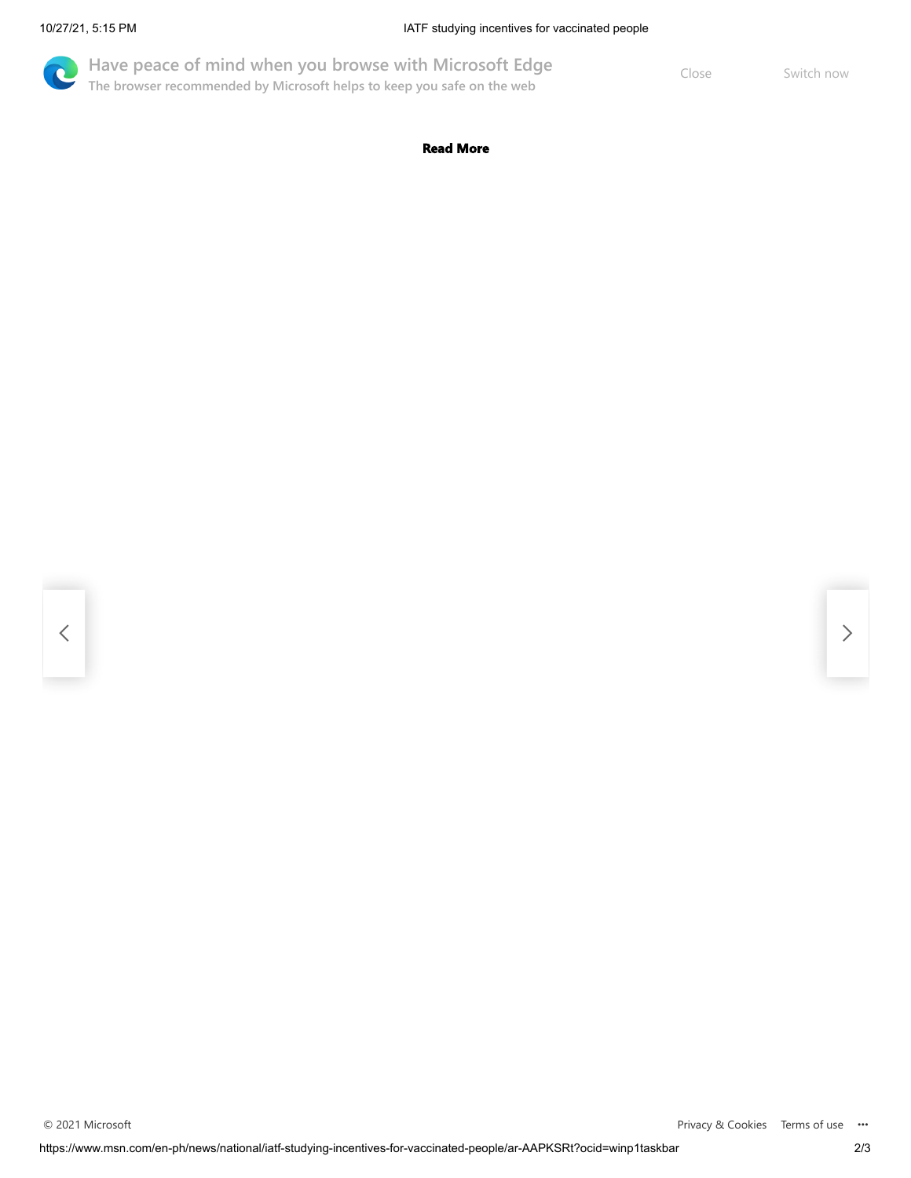Have peace of mind when you browse with Microsoft Edge

The browser recommended by Microsoft helps to keep you safe on the web

Close Switch now

**Read More**

© 2021 Microsoft Privacy & Cookies Terms of use